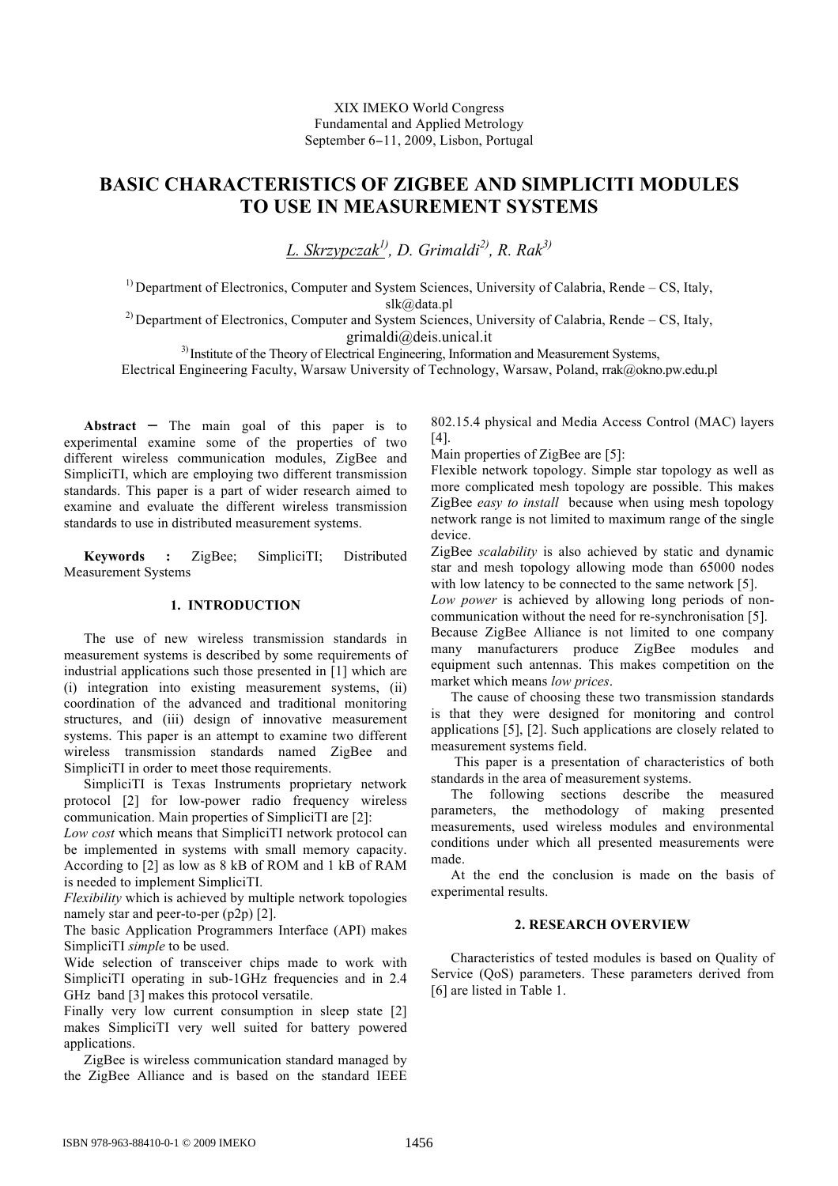XIX IMEKO World Congress
Fundamental and Applied Metrology
September 6−11, 2009, Lisbon, Portugal

# BASIC CHARACTERISTICS OF ZIGBEE AND SIMPLICITI MODULES TO USE IN MEASUREMENT SYSTEMS

*L. Skrzypczak[1], D. Grimaldi[2], R. Rak[3]*

[1] Department of Electronics, Computer and System Sciences, University of Calabria, Rende – CS, Italy, slk@data.pl

[2] Department of Electronics, Computer and System Sciences, University of Calabria, Rende – CS, Italy, grimaldi@deis.unical.it

[3] Institute of the Theory of Electrical Engineering, Information and Measurement Systems, Electrical Engineering Faculty, Warsaw University of Technology, Warsaw, Poland, rrak@okno.pw.edu.pl

**Abstract** − The main goal of this paper is to experimental examine some of the properties of two different wireless communication modules, ZigBee and SimpliciTI, which are employing two different transmission standards. This paper is a part of wider research aimed to examine and evaluate the different wireless transmission standards to use in distributed measurement systems.

**Keywords :** ZigBee; SimpliciTI; Distributed Measurement Systems

## 1. INTRODUCTION

The use of new wireless transmission standards in measurement systems is described by some requirements of industrial applications such those presented in [1] which are (i) integration into existing measurement systems, (ii) coordination of the advanced and traditional monitoring structures, and (iii) design of innovative measurement systems. This paper is an attempt to examine two different wireless transmission standards named ZigBee and SimpliciTI in order to meet those requirements.

SimpliciTI is Texas Instruments proprietary network protocol [2] for low-power radio frequency wireless communication. Main properties of SimpliciTI are [2]:

*Low cost* which means that SimpliciTI network protocol can be implemented in systems with small memory capacity. According to [2] as low as 8 kB of ROM and 1 kB of RAM is needed to implement SimpliciTI.

*Flexibility* which is achieved by multiple network topologies namely star and peer-to-per (p2p) [2].

The basic Application Programmers Interface (API) makes SimpliciTI *simple* to be used.

Wide selection of transceiver chips made to work with SimpliciTI operating in sub-1GHz frequencies and in 2.4 GHz band [3] makes this protocol versatile.

Finally very low current consumption in sleep state [2] makes SimpliciTI very well suited for battery powered applications.

ZigBee is wireless communication standard managed by the ZigBee Alliance and is based on the standard IEEE 802.15.4 physical and Media Access Control (MAC) layers [4].

Main properties of ZigBee are [5]:

Flexible network topology. Simple star topology as well as more complicated mesh topology are possible. This makes ZigBee *easy to install* because when using mesh topology network range is not limited to maximum range of the single device.

ZigBee *scalability* is also achieved by static and dynamic star and mesh topology allowing mode than 65000 nodes with low latency to be connected to the same network [5].

*Low power* is achieved by allowing long periods of non-communication without the need for re-synchronisation [5].

Because ZigBee Alliance is not limited to one company many manufacturers produce ZigBee modules and equipment such antennas. This makes competition on the market which means *low prices*.

The cause of choosing these two transmission standards is that they were designed for monitoring and control applications [5], [2]. Such applications are closely related to measurement systems field.

This paper is a presentation of characteristics of both standards in the area of measurement systems.

The following sections describe the measured parameters, the methodology of making presented measurements, used wireless modules and environmental conditions under which all presented measurements were made.

At the end the conclusion is made on the basis of experimental results.

## 2. RESEARCH OVERVIEW

Characteristics of tested modules is based on Quality of Service (QoS) parameters. These parameters derived from [6] are listed in Table 1.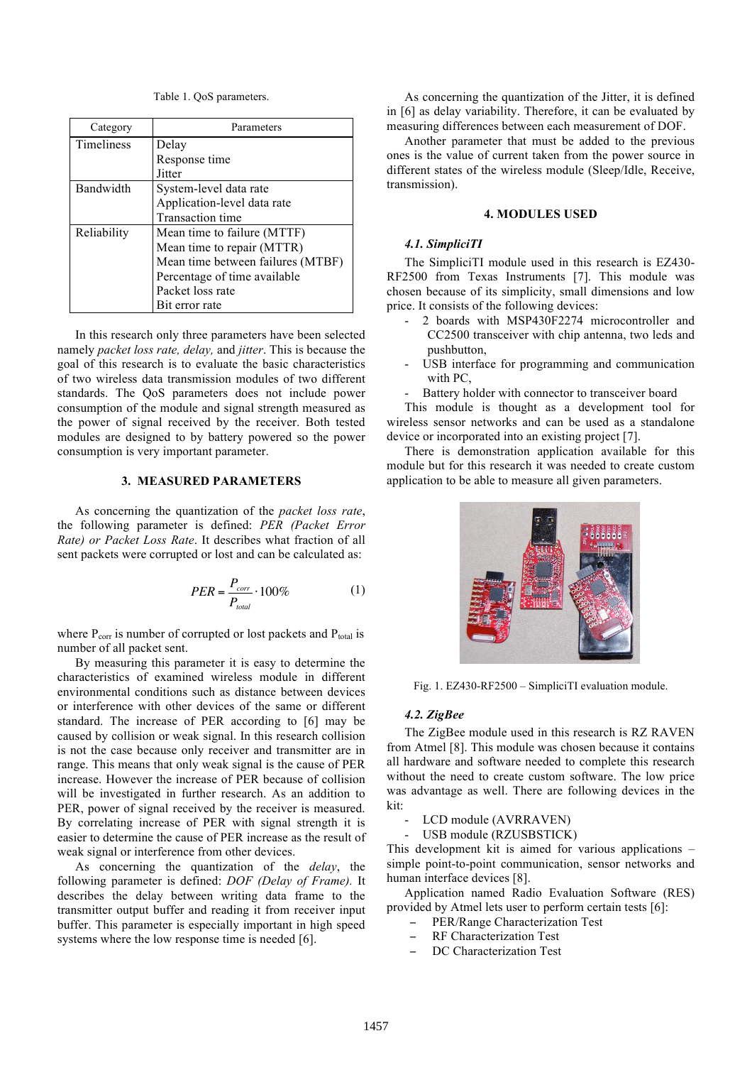Table 1. QoS parameters.

| Category | Parameters |
| --- | --- |
| Timeliness | Delay<br>Response time<br>Jitter |
| Bandwidth | System-level data rate<br>Application-level data rate<br>Transaction time |
| Reliability | Mean time to failure (MTTF)<br>Mean time to repair (MTTR)<br>Mean time between failures (MTBF)<br>Percentage of time available<br>Packet loss rate<br>Bit error rate |

In this research only three parameters have been selected namely *packet loss rate, delay,* and *jitter*. This is because the goal of this research is to evaluate the basic characteristics of two wireless data transmission modules of two different standards. The QoS parameters does not include power consumption of the module and signal strength measured as the power of signal received by the receiver. Both tested modules are designed to by battery powered so the power consumption is very important parameter.

## 3. MEASURED PARAMETERS

As concerning the quantization of the *packet loss rate*, the following parameter is defined: *PER (Packet Error Rate) or Packet Loss Rate*. It describes what fraction of all sent packets were corrupted or lost and can be calculated as:

$$PER = \frac{P_{corr}}{P_{total}} \cdot 100\% \qquad (1)$$

where $P_{corr}$ is number of corrupted or lost packets and $P_{total}$ is number of all packet sent.

By measuring this parameter it is easy to determine the characteristics of examined wireless module in different environmental conditions such as distance between devices or interference with other devices of the same or different standard. The increase of PER according to [6] may be caused by collision or weak signal. In this research collision is not the case because only receiver and transmitter are in range. This means that only weak signal is the cause of PER increase. However the increase of PER because of collision will be investigated in further research. As an addition to PER, power of signal received by the receiver is measured. By correlating increase of PER with signal strength it is easier to determine the cause of PER increase as the result of weak signal or interference from other devices.

As concerning the quantization of the *delay*, the following parameter is defined: *DOF (Delay of Frame).* It describes the delay between writing data frame to the transmitter output buffer and reading it from receiver input buffer. This parameter is especially important in high speed systems where the low response time is needed [6].

As concerning the quantization of the Jitter, it is defined in [6] as delay variability. Therefore, it can be evaluated by measuring differences between each measurement of DOF.

Another parameter that must be added to the previous ones is the value of current taken from the power source in different states of the wireless module (Sleep/Idle, Receive, transmission).

## 4. MODULES USED

### *4.1. SimpliciTI*

The SimpliciTI module used in this research is EZ430-RF2500 from Texas Instruments [7]. This module was chosen because of its simplicity, small dimensions and low price. It consists of the following devices:

- 2 boards with MSP430F2274 microcontroller and CC2500 transceiver with chip antenna, two leds and pushbutton,
- USB interface for programming and communication with PC,
- Battery holder with connector to transceiver board

This module is thought as a development tool for wireless sensor networks and can be used as a standalone device or incorporated into an existing project [7].

There is demonstration application available for this module but for this research it was needed to create custom application to be able to measure all given parameters.

Fig. 1. EZ430-RF2500 – SimpliciTI evaluation module.

### *4.2. ZigBee*

The ZigBee module used in this research is RZ RAVEN from Atmel [8]. This module was chosen because it contains all hardware and software needed to complete this research without the need to create custom software. The low price was advantage as well. There are following devices in the kit:

- LCD module (AVRRAVEN)
- USB module (RZUSBSTICK)

This development kit is aimed for various applications – simple point-to-point communication, sensor networks and human interface devices [8].

Application named Radio Evaluation Software (RES) provided by Atmel lets user to perform certain tests [6]:

- PER/Range Characterization Test
- RF Characterization Test
- DC Characterization Test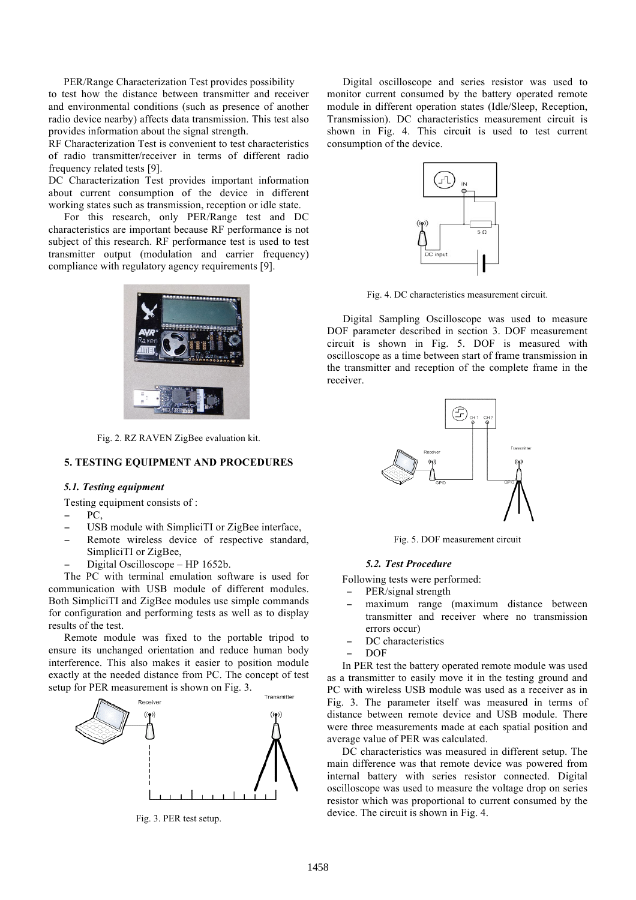PER/Range Characterization Test provides possibility to test how the distance between transmitter and receiver and environmental conditions (such as presence of another radio device nearby) affects data transmission. This test also provides information about the signal strength.

RF Characterization Test is convenient to test characteristics of radio transmitter/receiver in terms of different radio frequency related tests [9].

DC Characterization Test provides important information about current consumption of the device in different working states such as transmission, reception or idle state.

For this research, only PER/Range test and DC characteristics are important because RF performance is not subject of this research. RF performance test is used to test transmitter output (modulation and carrier frequency) compliance with regulatory agency requirements [9].

Fig. 2. RZ RAVEN ZigBee evaluation kit.

## 5. TESTING EQUIPMENT AND PROCEDURES

### *5.1. Testing equipment*

Testing equipment consists of :

- PC,
- USB module with SimpliciTI or ZigBee interface,
- Remote wireless device of respective standard, SimpliciTI or ZigBee,
- Digital Oscilloscope – HP 1652b.

The PC with terminal emulation software is used for communication with USB module of different modules. Both SimpliciTI and ZigBee modules use simple commands for configuration and performing tests as well as to display results of the test.

Remote module was fixed to the portable tripod to ensure its unchanged orientation and reduce human body interference. This also makes it easier to position module exactly at the needed distance from PC. The concept of test setup for PER measurement is shown on Fig. 3.

Fig. 3. PER test setup.

Digital oscilloscope and series resistor was used to monitor current consumed by the battery operated remote module in different operation states (Idle/Sleep, Reception, Transmission). DC characteristics measurement circuit is shown in Fig. 4. This circuit is used to test current consumption of the device.

Fig. 4. DC characteristics measurement circuit.

Digital Sampling Oscilloscope was used to measure DOF parameter described in section 3. DOF measurement circuit is shown in Fig. 5. DOF is measured with oscilloscope as a time between start of frame transmission in the transmitter and reception of the complete frame in the receiver.

Fig. 5. DOF measurement circuit

### *5.2. Test Procedure*

Following tests were performed:

- PER/signal strength
- maximum range (maximum distance between transmitter and receiver where no transmission errors occur)
- DC characteristics
- DOF

In PER test the battery operated remote module was used as a transmitter to easily move it in the testing ground and PC with wireless USB module was used as a receiver as in Fig. 3. The parameter itself was measured in terms of distance between remote device and USB module. There were three measurements made at each spatial position and average value of PER was calculated.

DC characteristics was measured in different setup. The main difference was that remote device was powered from internal battery with series resistor connected. Digital oscilloscope was used to measure the voltage drop on series resistor which was proportional to current consumed by the device. The circuit is shown in Fig. 4.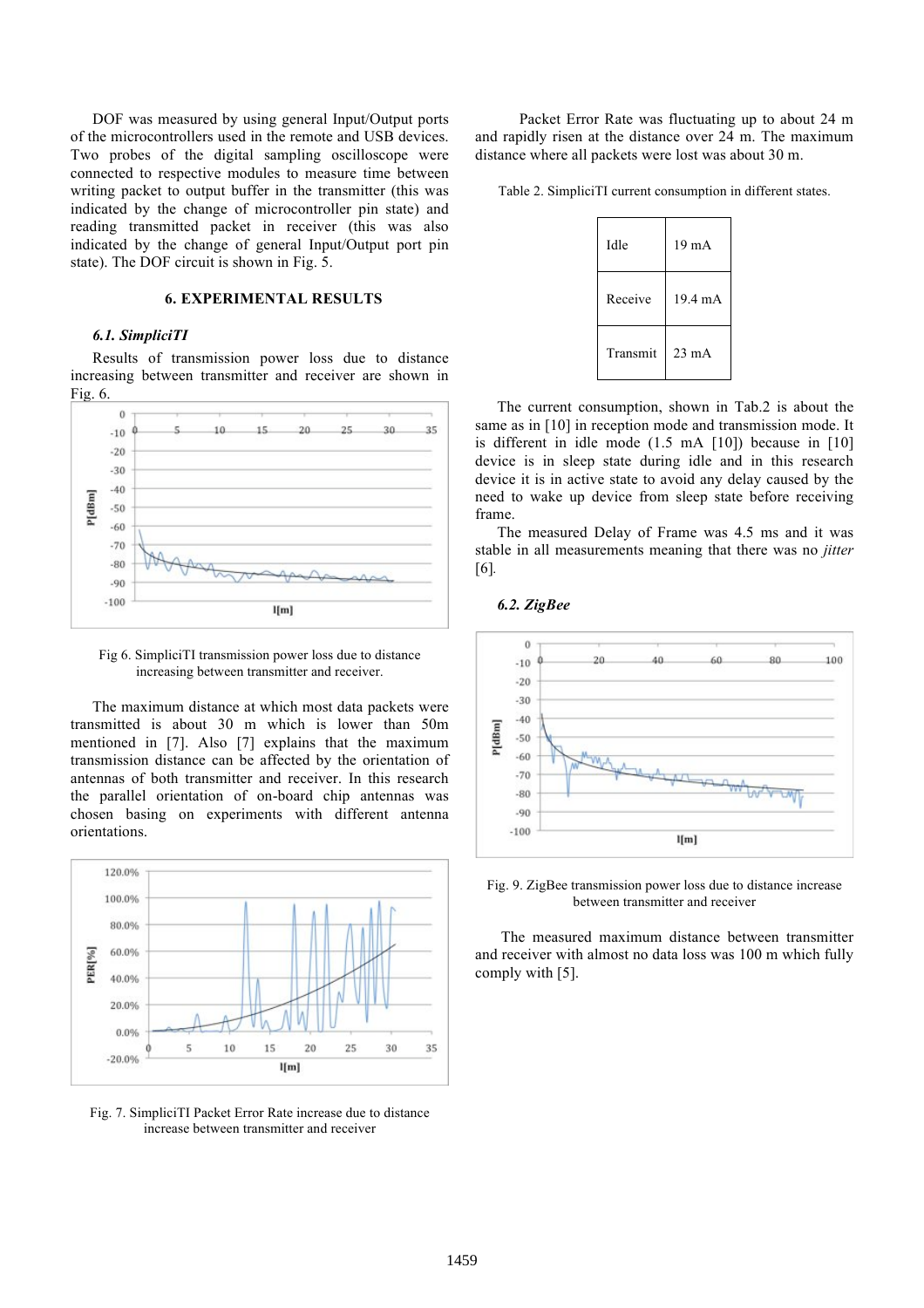DOF was measured by using general Input/Output ports of the microcontrollers used in the remote and USB devices. Two probes of the digital sampling oscilloscope were connected to respective modules to measure time between writing packet to output buffer in the transmitter (this was indicated by the change of microcontroller pin state) and reading transmitted packet in receiver (this was also indicated by the change of general Input/Output port pin state). The DOF circuit is shown in Fig. 5.

## 6. EXPERIMENTAL RESULTS

### *6.1. SimpliciTI*

Results of transmission power loss due to distance increasing between transmitter and receiver are shown in Fig. 6.

Fig 6. SimpliciTI transmission power loss due to distance increasing between transmitter and receiver.

The maximum distance at which most data packets were transmitted is about 30 m which is lower than 50m mentioned in [7]. Also [7] explains that the maximum transmission distance can be affected by the orientation of antennas of both transmitter and receiver. In this research the parallel orientation of on-board chip antennas was chosen basing on experiments with different antenna orientations.

Fig. 7. SimpliciTI Packet Error Rate increase due to distance increase between transmitter and receiver

Packet Error Rate was fluctuating up to about 24 m and rapidly risen at the distance over 24 m. The maximum distance where all packets were lost was about 30 m.

Table 2. SimpliciTI current consumption in different states.

| | |
|---|---|
| Idle | 19 mA |
| Receive | 19.4 mA |
| Transmit | 23 mA |

The current consumption, shown in Tab.2 is about the same as in [10] in reception mode and transmission mode. It is different in idle mode (1.5 mA [10]) because in [10] device is in sleep state during idle and in this research device it is in active state to avoid any delay caused by the need to wake up device from sleep state before receiving frame.

The measured Delay of Frame was 4.5 ms and it was stable in all measurements meaning that there was no *jitter* [6].

### *6.2. ZigBee*

Fig. 9. ZigBee transmission power loss due to distance increase between transmitter and receiver

The measured maximum distance between transmitter and receiver with almost no data loss was 100 m which fully comply with [5].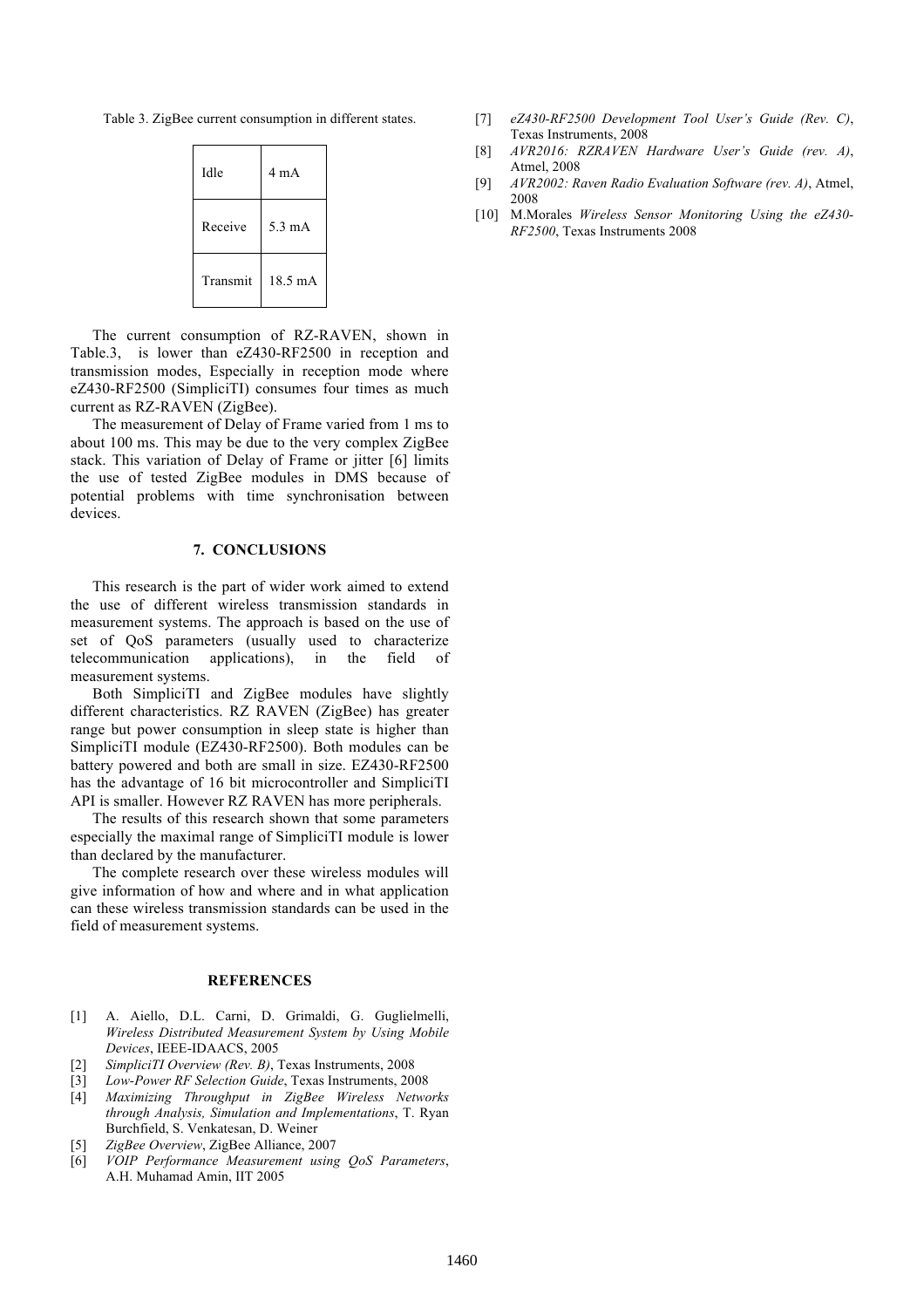Table 3. ZigBee current consumption in different states.

| | |
|---|---|
| Idle | 4 mA |
| Receive | 5.3 mA |
| Transmit | 18.5 mA |

The current consumption of RZ-RAVEN, shown in Table.3, is lower than eZ430-RF2500 in reception and transmission modes, Especially in reception mode where eZ430-RF2500 (SimpliciTI) consumes four times as much current as RZ-RAVEN (ZigBee).

The measurement of Delay of Frame varied from 1 ms to about 100 ms. This may be due to the very complex ZigBee stack. This variation of Delay of Frame or jitter [6] limits the use of tested ZigBee modules in DMS because of potential problems with time synchronisation between devices.

## 7. CONCLUSIONS

This research is the part of wider work aimed to extend the use of different wireless transmission standards in measurement systems. The approach is based on the use of set of QoS parameters (usually used to characterize telecommunication applications), in the field of measurement systems.

Both SimpliciTI and ZigBee modules have slightly different characteristics. RZ RAVEN (ZigBee) has greater range but power consumption in sleep state is higher than SimpliciTI module (EZ430-RF2500). Both modules can be battery powered and both are small in size. EZ430-RF2500 has the advantage of 16 bit microcontroller and SimpliciTI API is smaller. However RZ RAVEN has more peripherals.

The results of this research shown that some parameters especially the maximal range of SimpliciTI module is lower than declared by the manufacturer.

The complete research over these wireless modules will give information of how and where and in what application can these wireless transmission standards can be used in the field of measurement systems.

## REFERENCES

[1] A. Aiello, D.L. Carni, D. Grimaldi, G. Guglielmelli, *Wireless Distributed Measurement System by Using Mobile Devices*, IEEE-IDAACS, 2005

[2] *SimpliciTI Overview (Rev. B)*, Texas Instruments, 2008

[3] *Low-Power RF Selection Guide*, Texas Instruments, 2008

[4] *Maximizing Throughput in ZigBee Wireless Networks through Analysis, Simulation and Implementations*, T. Ryan Burchfield, S. Venkatesan, D. Weiner

[5] *ZigBee Overview*, ZigBee Alliance, 2007

[6] *VOIP Performance Measurement using QoS Parameters*, A.H. Muhamad Amin, IIT 2005

[7] *eZ430-RF2500 Development Tool User's Guide (Rev. C)*, Texas Instruments, 2008

[8] *AVR2016: RZRAVEN Hardware User's Guide (rev. A)*, Atmel, 2008

[9] *AVR2002: Raven Radio Evaluation Software (rev. A)*, Atmel, 2008

[10] M.Morales *Wireless Sensor Monitoring Using the eZ430-RF2500*, Texas Instruments 2008